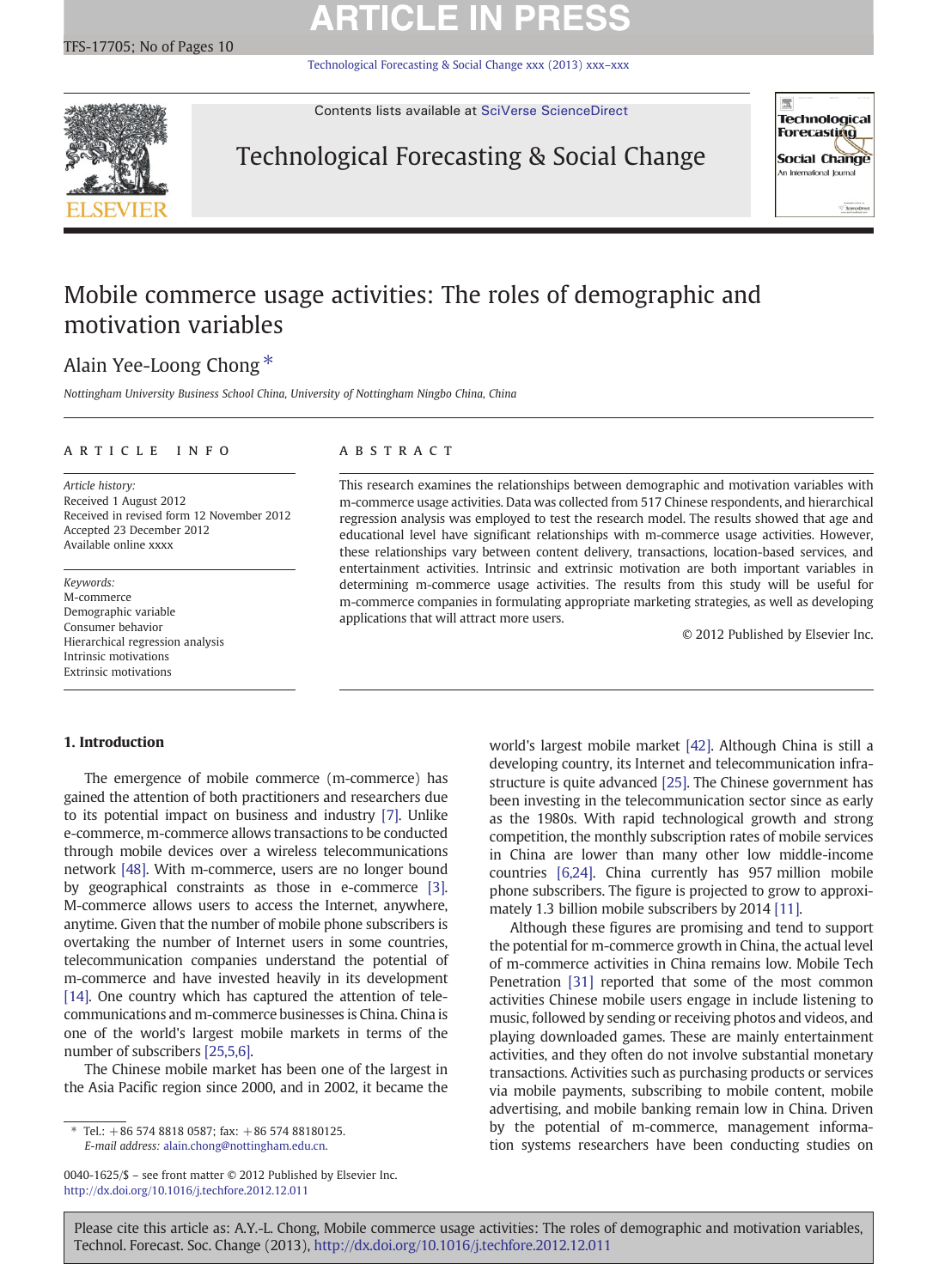# Mobile commerce usage activities: The roles of demographic and motivation variables

Alain Yee-Loong Chong *

*Nottingham University Business School China, University of Nottingham Ningbo China, China*

## ARTICLE INFO

*Article history:*
Received 1 August 2012
Received in revised form 12 November 2012
Accepted 23 December 2012
Available online xxxx

*Keywords:*
M-commerce
Demographic variable
Consumer behavior
Hierarchical regression analysis
Intrinsic motivations
Extrinsic motivations

## ABSTRACT

This research examines the relationships between demographic and motivation variables with m-commerce usage activities. Data was collected from 517 Chinese respondents, and hierarchical regression analysis was employed to test the research model. The results showed that age and educational level have significant relationships with m-commerce usage activities. However, these relationships vary between content delivery, transactions, location-based services, and entertainment activities. Intrinsic and extrinsic motivation are both important variables in determining m-commerce usage activities. The results from this study will be useful for m-commerce companies in formulating appropriate marketing strategies, as well as developing applications that will attract more users.

© 2012 Published by Elsevier Inc.

## 1. Introduction

The emergence of mobile commerce (m-commerce) has gained the attention of both practitioners and researchers due to its potential impact on business and industry [7]. Unlike e-commerce, m-commerce allows transactions to be conducted through mobile devices over a wireless telecommunications network [48]. With m-commerce, users are no longer bound by geographical constraints as those in e-commerce [3]. M-commerce allows users to access the Internet, anywhere, anytime. Given that the number of mobile phone subscribers is overtaking the number of Internet users in some countries, telecommunication companies understand the potential of m-commerce and have invested heavily in its development [14]. One country which has captured the attention of telecommunications and m-commerce businesses is China. China is one of the world's largest mobile markets in terms of the number of subscribers [25,5,6].

The Chinese mobile market has been one of the largest in the Asia Pacific region since 2000, and in 2002, it became the world's largest mobile market [42]. Although China is still a developing country, its Internet and telecommunication infrastructure is quite advanced [25]. The Chinese government has been investing in the telecommunication sector since as early as the 1980s. With rapid technological growth and strong competition, the monthly subscription rates of mobile services in China are lower than many other low middle-income countries [6,24]. China currently has 957 million mobile phone subscribers. The figure is projected to grow to approximately 1.3 billion mobile subscribers by 2014 [11].

Although these figures are promising and tend to support the potential for m-commerce growth in China, the actual level of m-commerce activities in China remains low. Mobile Tech Penetration [31] reported that some of the most common activities Chinese mobile users engage in include listening to music, followed by sending or receiving photos and videos, and playing downloaded games. These are mainly entertainment activities, and they often do not involve substantial monetary transactions. Activities such as purchasing products or services via mobile payments, subscribing to mobile content, mobile advertising, and mobile banking remain low in China. Driven by the potential of m-commerce, management information systems researchers have been conducting studies on

* Tel.: +86 574 8818 0587; fax: +86 574 88180125.
*E-mail address:* alain.chong@nottingham.edu.cn.

0040-1625/$ – see front matter © 2012 Published by Elsevier Inc.
http://dx.doi.org/10.1016/j.techfore.2012.12.011

Please cite this article as: A.Y.-L. Chong, Mobile commerce usage activities: The roles of demographic and motivation variables, Technol. Forecast. Soc. Change (2013), http://dx.doi.org/10.1016/j.techfore.2012.12.011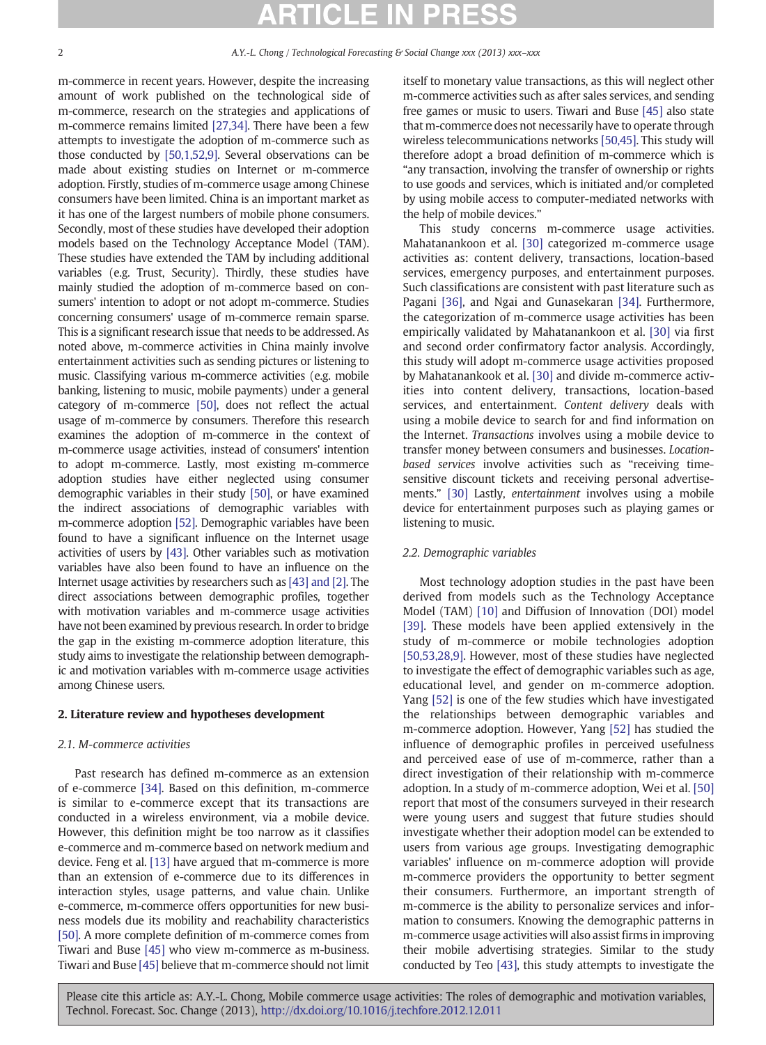m-commerce in recent years. However, despite the increasing amount of work published on the technological side of m-commerce, research on the strategies and applications of m-commerce remains limited [27,34]. There have been a few attempts to investigate the adoption of m-commerce such as those conducted by [50,1,52,9]. Several observations can be made about existing studies on Internet or m-commerce adoption. Firstly, studies of m-commerce usage among Chinese consumers have been limited. China is an important market as it has one of the largest numbers of mobile phone consumers. Secondly, most of these studies have developed their adoption models based on the Technology Acceptance Model (TAM). These studies have extended the TAM by including additional variables (e.g. Trust, Security). Thirdly, these studies have mainly studied the adoption of m-commerce based on consumers' intention to adopt or not adopt m-commerce. Studies concerning consumers' usage of m-commerce remain sparse. This is a significant research issue that needs to be addressed. As noted above, m-commerce activities in China mainly involve entertainment activities such as sending pictures or listening to music. Classifying various m-commerce activities (e.g. mobile banking, listening to music, mobile payments) under a general category of m-commerce [50], does not reflect the actual usage of m-commerce by consumers. Therefore this research examines the adoption of m-commerce in the context of m-commerce usage activities, instead of consumers' intention to adopt m-commerce. Lastly, most existing m-commerce adoption studies have either neglected using consumer demographic variables in their study [50], or have examined the indirect associations of demographic variables with m-commerce adoption [52]. Demographic variables have been found to have a significant influence on the Internet usage activities of users by [43]. Other variables such as motivation variables have also been found to have an influence on the Internet usage activities by researchers such as [43] and [2]. The direct associations between demographic profiles, together with motivation variables and m-commerce usage activities have not been examined by previous research. In order to bridge the gap in the existing m-commerce adoption literature, this study aims to investigate the relationship between demographic and motivation variables with m-commerce usage activities among Chinese users.

## 2. Literature review and hypotheses development

### 2.1. M-commerce activities

Past research has defined m-commerce as an extension of e-commerce [34]. Based on this definition, m-commerce is similar to e-commerce except that its transactions are conducted in a wireless environment, via a mobile device. However, this definition might be too narrow as it classifies e-commerce and m-commerce based on network medium and device. Feng et al. [13] have argued that m-commerce is more than an extension of e-commerce due to its differences in interaction styles, usage patterns, and value chain. Unlike e-commerce, m-commerce offers opportunities for new business models due its mobility and reachability characteristics [50]. A more complete definition of m-commerce comes from Tiwari and Buse [45] who view m-commerce as m-business. Tiwari and Buse [45] believe that m-commerce should not limit itself to monetary value transactions, as this will neglect other m-commerce activities such as after sales services, and sending free games or music to users. Tiwari and Buse [45] also state that m-commerce does not necessarily have to operate through wireless telecommunications networks [50,45]. This study will therefore adopt a broad definition of m-commerce which is "any transaction, involving the transfer of ownership or rights to use goods and services, which is initiated and/or completed by using mobile access to computer-mediated networks with the help of mobile devices."

This study concerns m-commerce usage activities. Mahatanankoon et al. [30] categorized m-commerce usage activities as: content delivery, transactions, location-based services, emergency purposes, and entertainment purposes. Such classifications are consistent with past literature such as Pagani [36], and Ngai and Gunasekaran [34]. Furthermore, the categorization of m-commerce usage activities has been empirically validated by Mahatanankoon et al. [30] via first and second order confirmatory factor analysis. Accordingly, this study will adopt m-commerce usage activities proposed by Mahatanankook et al. [30] and divide m-commerce activities into content delivery, transactions, location-based services, and entertainment. *Content delivery* deals with using a mobile device to search for and find information on the Internet. *Transactions* involves using a mobile device to transfer money between consumers and businesses. *Location-based services* involve activities such as "receiving time-sensitive discount tickets and receiving personal advertisements." [30] Lastly, *entertainment* involves using a mobile device for entertainment purposes such as playing games or listening to music.

### 2.2. Demographic variables

Most technology adoption studies in the past have been derived from models such as the Technology Acceptance Model (TAM) [10] and Diffusion of Innovation (DOI) model [39]. These models have been applied extensively in the study of m-commerce or mobile technologies adoption [50,53,28,9]. However, most of these studies have neglected to investigate the effect of demographic variables such as age, educational level, and gender on m-commerce adoption. Yang [52] is one of the few studies which have investigated the relationships between demographic variables and m-commerce adoption. However, Yang [52] has studied the influence of demographic profiles in perceived usefulness and perceived ease of use of m-commerce, rather than a direct investigation of their relationship with m-commerce adoption. In a study of m-commerce adoption, Wei et al. [50] report that most of the consumers surveyed in their research were young users and suggest that future studies should investigate whether their adoption model can be extended to users from various age groups. Investigating demographic variables' influence on m-commerce adoption will provide m-commerce providers the opportunity to better segment their consumers. Furthermore, an important strength of m-commerce is the ability to personalize services and information to consumers. Knowing the demographic patterns in m-commerce usage activities will also assist firms in improving their mobile advertising strategies. Similar to the study conducted by Teo [43], this study attempts to investigate the

Please cite this article as: A.Y.-L. Chong, Mobile commerce usage activities: The roles of demographic and motivation variables, Technol. Forecast. Soc. Change (2013), http://dx.doi.org/10.1016/j.techfore.2012.12.011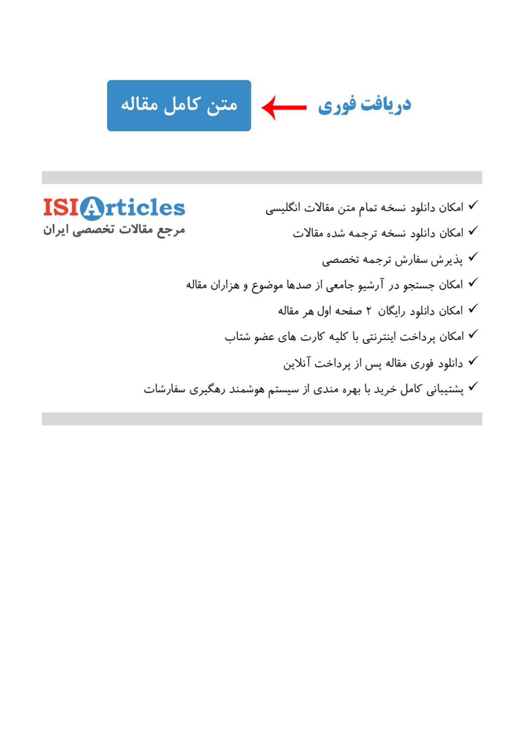**دریافت فوری** ← **متن کامل مقاله**

**ISIArticles**
مرجع مقالات تخصصی ایران

- ✓ امکان دانلود نسخه تمام متن مقالات انگلیسی
- ✓ امکان دانلود نسخه ترجمه شده مقالات
- ✓ پذیرش سفارش ترجمه تخصصی
- ✓ امکان جستجو در آرشیو جامعی از صدها موضوع و هزاران مقاله
- ✓ امکان دانلود رایگان ۲ صفحه اول هر مقاله
- ✓ امکان پرداخت اینترنتی با کلیه کارت های عضو شتاب
- ✓ دانلود فوری مقاله پس از پرداخت آنلاین
- ✓ پشتیبانی کامل خرید با بهره مندی از سیستم هوشمند رهگیری سفارشات